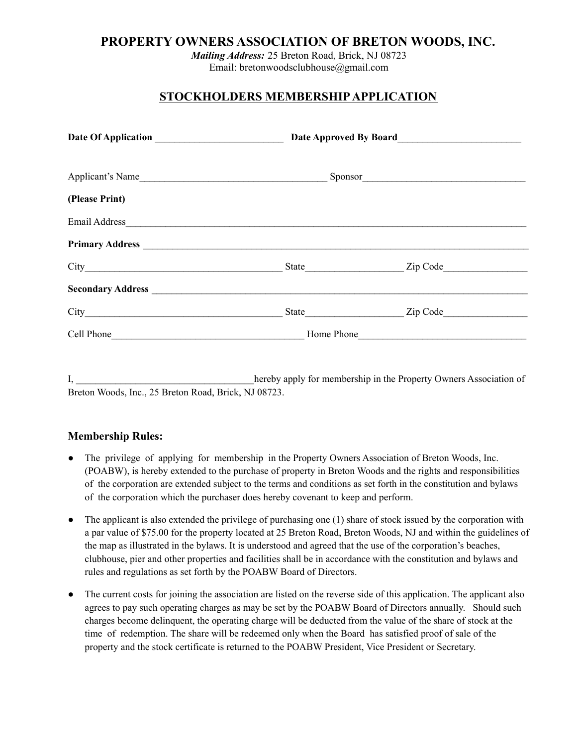# PROPERTY OWNERS ASSOCIATION OF BRETON WOODS, INC.

***Mailing Address:*** 25 Breton Road, Brick, NJ 08723
Email: bretonwoodsclubhouse@gmail.com

## STOCKHOLDERS MEMBERSHIP APPLICATION

**Date Of Application** ___________________________ **Date Approved By Board**__________________________

Applicant's Name_______________________________________ Sponsor__________________________________

**(Please Print)**

Email Address_________________________________________________________________________________

**Primary Address** ______________________________________________________________________________

City_________________________________________ State____________________ Zip Code_________________

**Secondary Address** ____________________________________________________________________________

City_________________________________________ State____________________ Zip Code_________________

Cell Phone________________________________________ Home Phone__________________________________

I, _____________________________________hereby apply for membership in the Property Owners Association of Breton Woods, Inc., 25 Breton Road, Brick, NJ 08723.

### Membership Rules:

- The privilege of applying for membership in the Property Owners Association of Breton Woods, Inc. (POABW), is hereby extended to the purchase of property in Breton Woods and the rights and responsibilities of the corporation are extended subject to the terms and conditions as set forth in the constitution and bylaws of the corporation which the purchaser does hereby covenant to keep and perform.
- The applicant is also extended the privilege of purchasing one (1) share of stock issued by the corporation with a par value of $75.00 for the property located at 25 Breton Road, Breton Woods, NJ and within the guidelines of the map as illustrated in the bylaws. It is understood and agreed that the use of the corporation's beaches, clubhouse, pier and other properties and facilities shall be in accordance with the constitution and bylaws and rules and regulations as set forth by the POABW Board of Directors.
- The current costs for joining the association are listed on the reverse side of this application. The applicant also agrees to pay such operating charges as may be set by the POABW Board of Directors annually. Should such charges become delinquent, the operating charge will be deducted from the value of the share of stock at the time of redemption. The share will be redeemed only when the Board has satisfied proof of sale of the property and the stock certificate is returned to the POABW President, Vice President or Secretary.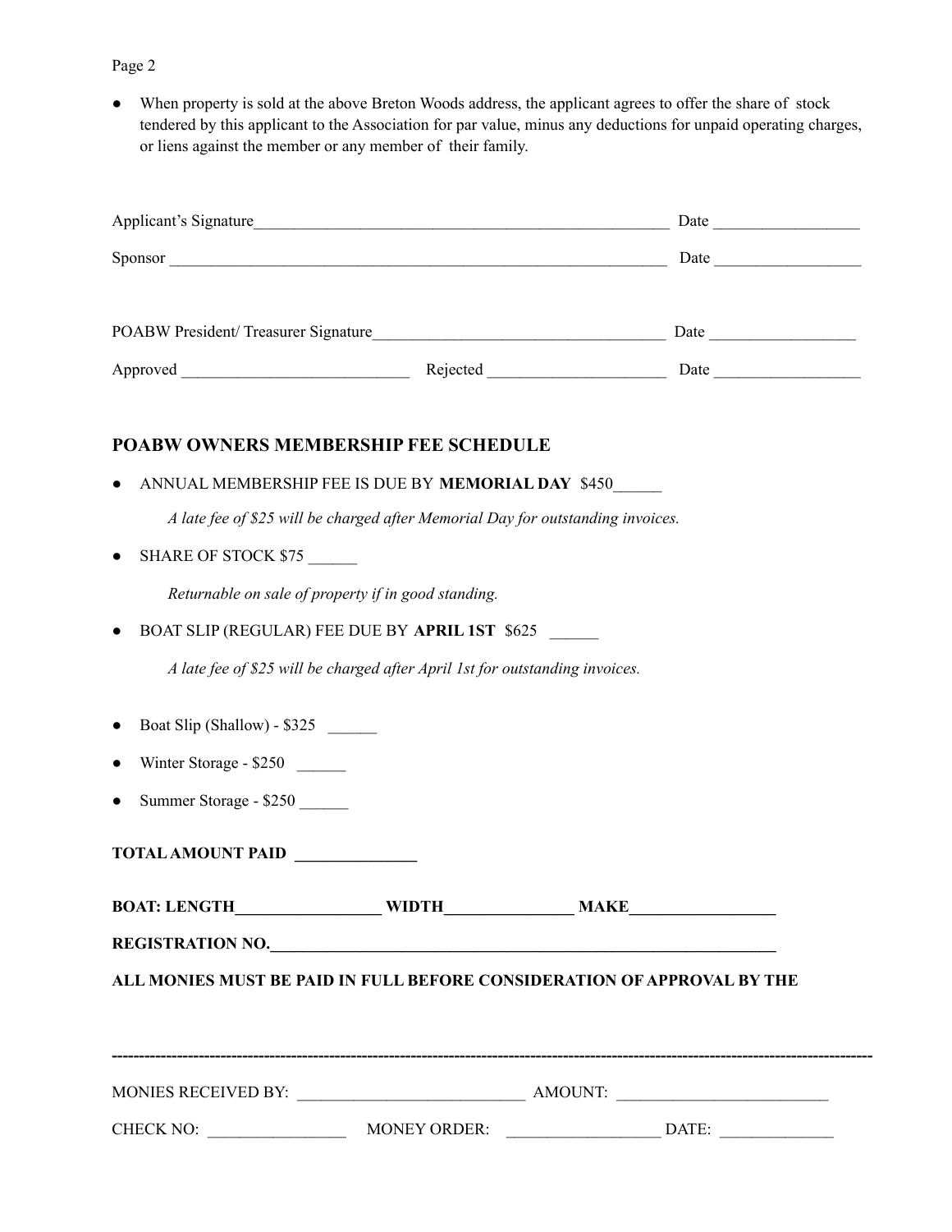- When property is sold at the above Breton Woods address, the applicant agrees to offer the share of stock tendered by this applicant to the Association for par value, minus any deductions for unpaid operating charges, or liens against the member or any member of their family.

Applicant's Signature_____________________________________________________ Date __________________

Sponsor ________________________________________________________________ Date __________________

POABW President/ Treasurer Signature_____________________________________ Date __________________

Approved ___________________________ Rejected _____________________ Date __________________

### POABW OWNERS MEMBERSHIP FEE SCHEDULE

- ANNUAL MEMBERSHIP FEE IS DUE BY **MEMORIAL DAY** $450______

  *A late fee of $25 will be charged after Memorial Day for outstanding invoices.*

- SHARE OF STOCK $75 ______

  *Returnable on sale of property if in good standing.*

- BOAT SLIP (REGULAR) FEE DUE BY **APRIL 1ST** $625 ______

  *A late fee of $25 will be charged after April 1st for outstanding invoices.*

- Boat Slip (Shallow) - $325 ______
- Winter Storage - $250 ______
- Summer Storage - $250 ______

**TOTAL AMOUNT PAID _______________**

**BOAT: LENGTH__________________ WIDTH________________ MAKE__________________**

**REGISTRATION NO.________________________________________________________________**

**ALL MONIES MUST BE PAID IN FULL BEFORE CONSIDERATION OF APPROVAL BY THE**

---

MONIES RECEIVED BY: ___________________________ AMOUNT: _________________________

CHECK NO: _________________ MONEY ORDER: ___________________ DATE: ______________